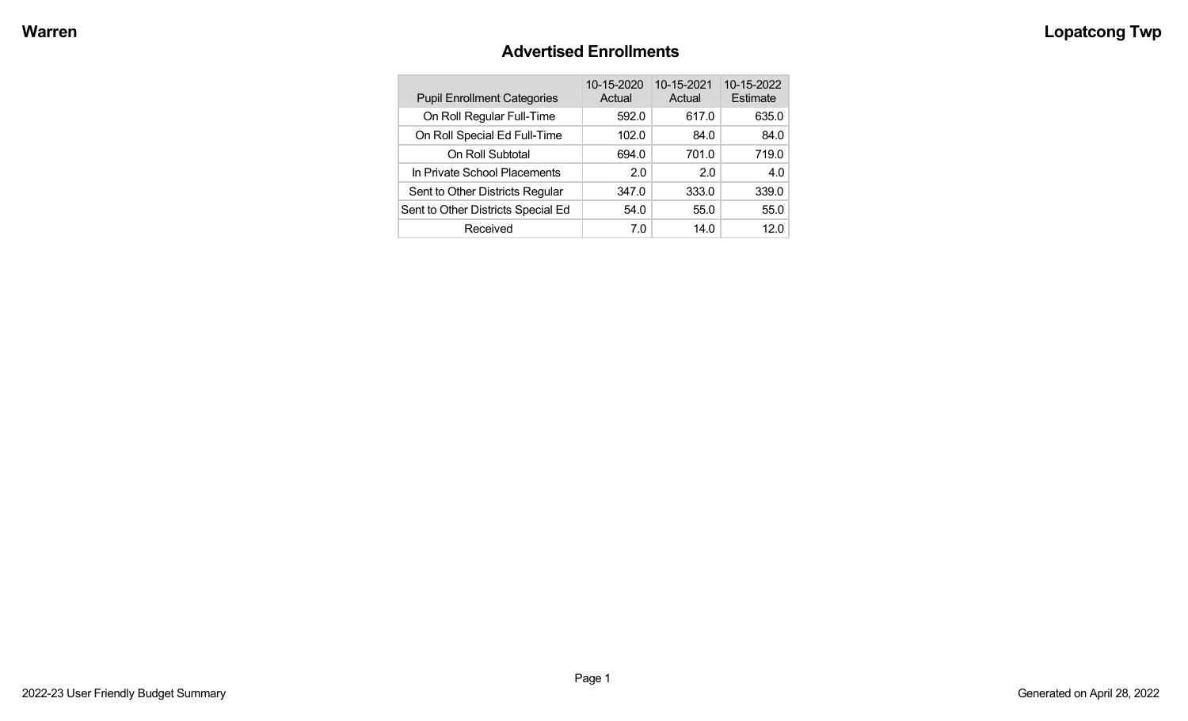# Advertised Enrollments

| Pupil Enrollment Categories | 10-15-2020 Actual | 10-15-2021 Actual | 10-15-2022 Estimate |
|---|---|---|---|
| On Roll Regular Full-Time | 592.0 | 617.0 | 635.0 |
| On Roll Special Ed Full-Time | 102.0 | 84.0 | 84.0 |
| On Roll Subtotal | 694.0 | 701.0 | 719.0 |
| In Private School Placements | 2.0 | 2.0 | 4.0 |
| Sent to Other Districts Regular | 347.0 | 333.0 | 339.0 |
| Sent to Other Districts Special Ed | 54.0 | 55.0 | 55.0 |
| Received | 7.0 | 14.0 | 12.0 |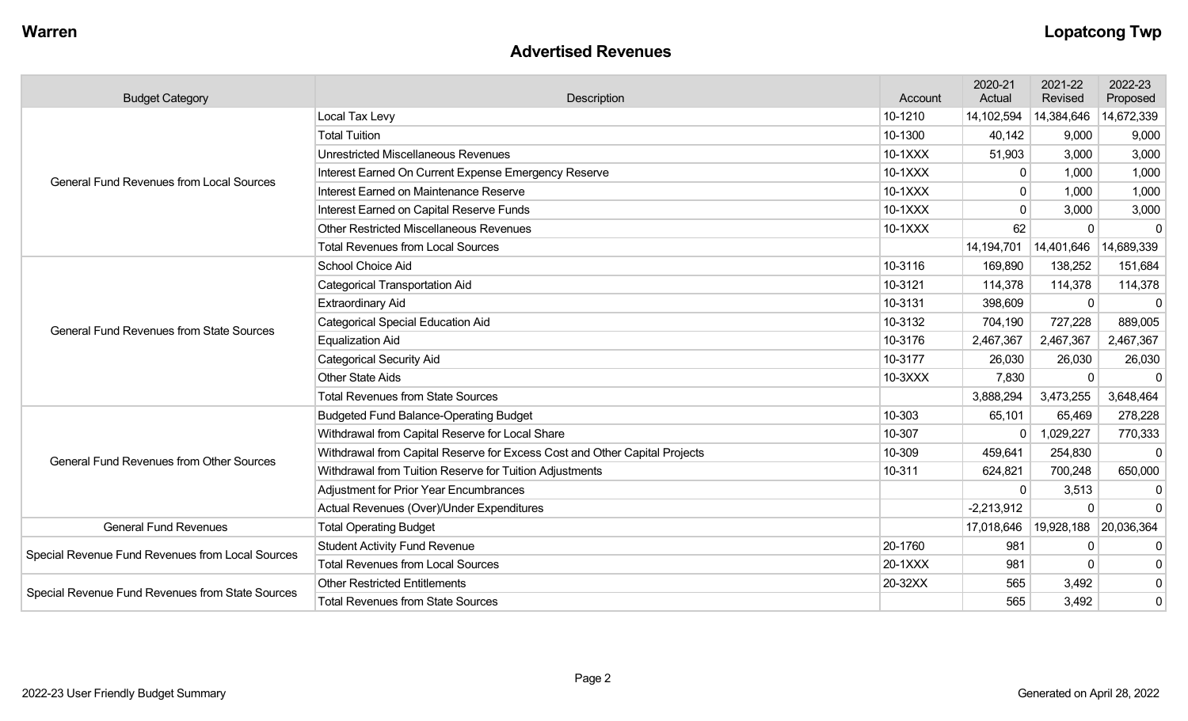## Advertised Revenues

| Budget Category | Description | Account | 2020-21 Actual | 2021-22 Revised | 2022-23 Proposed |
|---|---|---|---|---|---|
| General Fund Revenues from Local Sources | Local Tax Levy | 10-1210 | 14,102,594 | 14,384,646 | 14,672,339 |
| | Total Tuition | 10-1300 | 40,142 | 9,000 | 9,000 |
| | Unrestricted Miscellaneous Revenues | 10-1XXX | 51,903 | 3,000 | 3,000 |
| | Interest Earned On Current Expense Emergency Reserve | 10-1XXX | 0 | 1,000 | 1,000 |
| | Interest Earned on Maintenance Reserve | 10-1XXX | 0 | 1,000 | 1,000 |
| | Interest Earned on Capital Reserve Funds | 10-1XXX | 0 | 3,000 | 3,000 |
| | Other Restricted Miscellaneous Revenues | 10-1XXX | 62 | 0 | 0 |
| | Total Revenues from Local Sources | | 14,194,701 | 14,401,646 | 14,689,339 |
| General Fund Revenues from State Sources | School Choice Aid | 10-3116 | 169,890 | 138,252 | 151,684 |
| | Categorical Transportation Aid | 10-3121 | 114,378 | 114,378 | 114,378 |
| | Extraordinary Aid | 10-3131 | 398,609 | 0 | 0 |
| | Categorical Special Education Aid | 10-3132 | 704,190 | 727,228 | 889,005 |
| | Equalization Aid | 10-3176 | 2,467,367 | 2,467,367 | 2,467,367 |
| | Categorical Security Aid | 10-3177 | 26,030 | 26,030 | 26,030 |
| | Other State Aids | 10-3XXX | 7,830 | 0 | 0 |
| | Total Revenues from State Sources | | 3,888,294 | 3,473,255 | 3,648,464 |
| General Fund Revenues from Other Sources | Budgeted Fund Balance-Operating Budget | 10-303 | 65,101 | 65,469 | 278,228 |
| | Withdrawal from Capital Reserve for Local Share | 10-307 | 0 | 1,029,227 | 770,333 |
| | Withdrawal from Capital Reserve for Excess Cost and Other Capital Projects | 10-309 | 459,641 | 254,830 | 0 |
| | Withdrawal from Tuition Reserve for Tuition Adjustments | 10-311 | 624,821 | 700,248 | 650,000 |
| | Adjustment for Prior Year Encumbrances | | 0 | 3,513 | 0 |
| | Actual Revenues (Over)/Under Expenditures | | -2,213,912 | 0 | 0 |
| General Fund Revenues | Total Operating Budget | | 17,018,646 | 19,928,188 | 20,036,364 |
| Special Revenue Fund Revenues from Local Sources | Student Activity Fund Revenue | 20-1760 | 981 | 0 | 0 |
| | Total Revenues from Local Sources | 20-1XXX | 981 | 0 | 0 |
| Special Revenue Fund Revenues from State Sources | Other Restricted Entitlements | 20-32XX | 565 | 3,492 | 0 |
| | Total Revenues from State Sources | | 565 | 3,492 | 0 |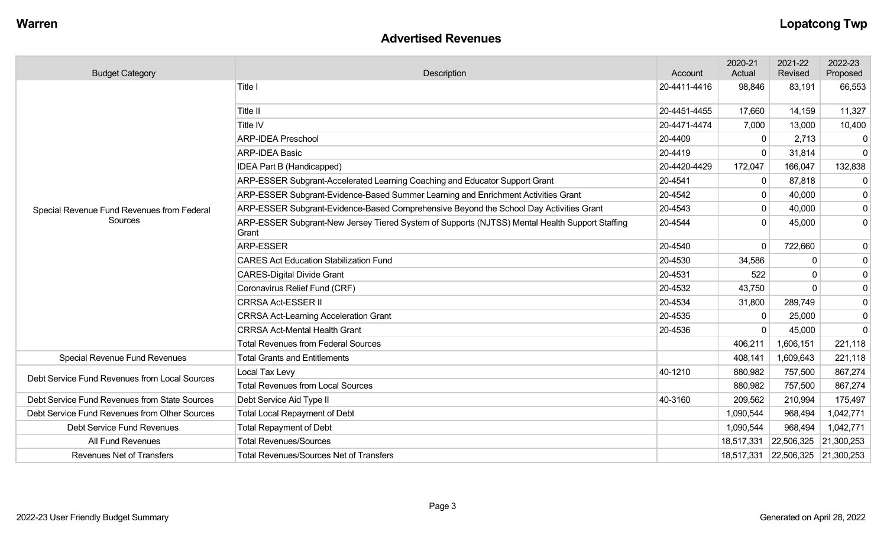## Advertised Revenues

| Budget Category | Description | Account | 2020-21 Actual | 2021-22 Revised | 2022-23 Proposed |
|---|---|---|---|---|---|
| Special Revenue Fund Revenues from Federal Sources | Title I | 20-4411-4416 | 98,846 | 83,191 | 66,553 |
| | Title II | 20-4451-4455 | 17,660 | 14,159 | 11,327 |
| | Title IV | 20-4471-4474 | 7,000 | 13,000 | 10,400 |
| | ARP-IDEA Preschool | 20-4409 | 0 | 2,713 | 0 |
| | ARP-IDEA Basic | 20-4419 | 0 | 31,814 | 0 |
| | IDEA Part B (Handicapped) | 20-4420-4429 | 172,047 | 166,047 | 132,838 |
| | ARP-ESSER Subgrant-Accelerated Learning Coaching and Educator Support Grant | 20-4541 | 0 | 87,818 | 0 |
| | ARP-ESSER Subgrant-Evidence-Based Summer Learning and Enrichment Activities Grant | 20-4542 | 0 | 40,000 | 0 |
| | ARP-ESSER Subgrant-Evidence-Based Comprehensive Beyond the School Day Activities Grant | 20-4543 | 0 | 40,000 | 0 |
| | ARP-ESSER Subgrant-New Jersey Tiered System of Supports (NJTSS) Mental Health Support Staffing Grant | 20-4544 | 0 | 45,000 | 0 |
| | ARP-ESSER | 20-4540 | 0 | 722,660 | 0 |
| | CARES Act Education Stabilization Fund | 20-4530 | 34,586 | 0 | 0 |
| | CARES-Digital Divide Grant | 20-4531 | 522 | 0 | 0 |
| | Coronavirus Relief Fund (CRF) | 20-4532 | 43,750 | 0 | 0 |
| | CRRSA Act-ESSER II | 20-4534 | 31,800 | 289,749 | 0 |
| | CRRSA Act-Learning Acceleration Grant | 20-4535 | 0 | 25,000 | 0 |
| | CRRSA Act-Mental Health Grant | 20-4536 | 0 | 45,000 | 0 |
| | Total Revenues from Federal Sources | | 406,211 | 1,606,151 | 221,118 |
| Special Revenue Fund Revenues | Total Grants and Entitlements | | 408,141 | 1,609,643 | 221,118 |
| Debt Service Fund Revenues from Local Sources | Local Tax Levy | 40-1210 | 880,982 | 757,500 | 867,274 |
| | Total Revenues from Local Sources | | 880,982 | 757,500 | 867,274 |
| Debt Service Fund Revenues from State Sources | Debt Service Aid Type II | 40-3160 | 209,562 | 210,994 | 175,497 |
| Debt Service Fund Revenues from Other Sources | Total Local Repayment of Debt | | 1,090,544 | 968,494 | 1,042,771 |
| Debt Service Fund Revenues | Total Repayment of Debt | | 1,090,544 | 968,494 | 1,042,771 |
| All Fund Revenues | Total Revenues/Sources | | 18,517,331 | 22,506,325 | 21,300,253 |
| Revenues Net of Transfers | Total Revenues/Sources Net of Transfers | | 18,517,331 | 22,506,325 | 21,300,253 |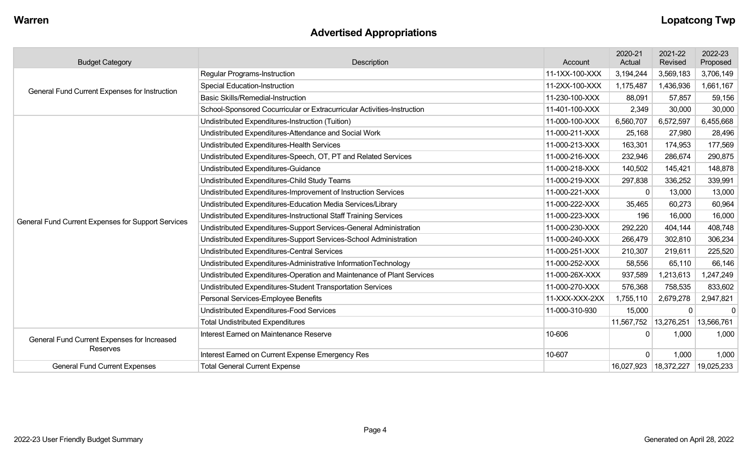Warren

Lopatcong Twp

## Advertised Appropriations

| Budget Category | Description | Account | 2020-21 Actual | 2021-22 Revised | 2022-23 Proposed |
|---|---|---|---|---|---|
| General Fund Current Expenses for Instruction | Regular Programs-Instruction | 11-1XX-100-XXX | 3,194,244 | 3,569,183 | 3,706,149 |
| | Special Education-Instruction | 11-2XX-100-XXX | 1,175,487 | 1,436,936 | 1,661,167 |
| | Basic Skills/Remedial-Instruction | 11-230-100-XXX | 88,091 | 57,857 | 59,156 |
| | School-Sponsored Cocurricular or Extracurricular Activities-Instruction | 11-401-100-XXX | 2,349 | 30,000 | 30,000 |
| General Fund Current Expenses for Support Services | Undistributed Expenditures-Instruction (Tuition) | 11-000-100-XXX | 6,560,707 | 6,572,597 | 6,455,668 |
| | Undistributed Expenditures-Attendance and Social Work | 11-000-211-XXX | 25,168 | 27,980 | 28,496 |
| | Undistributed Expenditures-Health Services | 11-000-213-XXX | 163,301 | 174,953 | 177,569 |
| | Undistributed Expenditures-Speech, OT, PT and Related Services | 11-000-216-XXX | 232,946 | 286,674 | 290,875 |
| | Undistributed Expenditures-Guidance | 11-000-218-XXX | 140,502 | 145,421 | 148,878 |
| | Undistributed Expenditures-Child Study Teams | 11-000-219-XXX | 297,838 | 336,252 | 339,991 |
| | Undistributed Expenditures-Improvement of Instruction Services | 11-000-221-XXX | 0 | 13,000 | 13,000 |
| | Undistributed Expenditures-Education Media Services/Library | 11-000-222-XXX | 35,465 | 60,273 | 60,964 |
| | Undistributed Expenditures-Instructional Staff Training Services | 11-000-223-XXX | 196 | 16,000 | 16,000 |
| | Undistributed Expenditures-Support Services-General Administration | 11-000-230-XXX | 292,220 | 404,144 | 408,748 |
| | Undistributed Expenditures-Support Services-School Administration | 11-000-240-XXX | 266,479 | 302,810 | 306,234 |
| | Undistributed Expenditures-Central Services | 11-000-251-XXX | 210,307 | 219,611 | 225,520 |
| | Undistributed Expenditures-Administrative InformationTechnology | 11-000-252-XXX | 58,556 | 65,110 | 66,146 |
| | Undistributed Expenditures-Operation and Maintenance of Plant Services | 11-000-26X-XXX | 937,589 | 1,213,613 | 1,247,249 |
| | Undistributed Expenditures-Student Transportation Services | 11-000-270-XXX | 576,368 | 758,535 | 833,602 |
| | Personal Services-Employee Benefits | 11-XXX-XXX-2XX | 1,755,110 | 2,679,278 | 2,947,821 |
| | Undistributed Expenditures-Food Services | 11-000-310-930 | 15,000 | 0 | 0 |
| | Total Undistributed Expenditures | | 11,567,752 | 13,276,251 | 13,566,761 |
| General Fund Current Expenses for Increased Reserves | Interest Earned on Maintenance Reserve | 10-606 | 0 | 1,000 | 1,000 |
| | Interest Earned on Current Expense Emergency Res | 10-607 | 0 | 1,000 | 1,000 |
| General Fund Current Expenses | Total General Current Expense | | 16,027,923 | 18,372,227 | 19,025,233 |

2022-23 User Friendly Budget Summary

Generated on April 28, 2022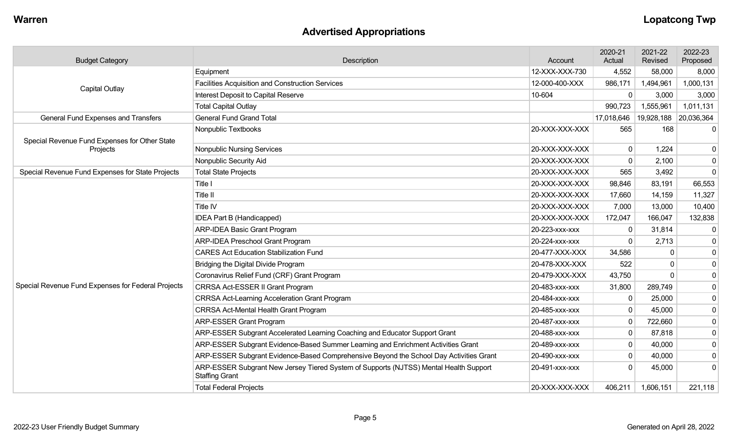## Advertised Appropriations

| Budget Category | Description | Account | 2020-21 Actual | 2021-22 Revised | 2022-23 Proposed |
|---|---|---|---|---|---|
| Capital Outlay | Equipment | 12-XXX-XXX-730 | 4,552 | 58,000 | 8,000 |
| | Facilities Acquisition and Construction Services | 12-000-400-XXX | 986,171 | 1,494,961 | 1,000,131 |
| | Interest Deposit to Capital Reserve | 10-604 | 0 | 3,000 | 3,000 |
| | Total Capital Outlay | | 990,723 | 1,555,961 | 1,011,131 |
| General Fund Expenses and Transfers | General Fund Grand Total | | 17,018,646 | 19,928,188 | 20,036,364 |
| Special Revenue Fund Expenses for Other State Projects | Nonpublic Textbooks | 20-XXX-XXX-XXX | 565 | 168 | 0 |
| | Nonpublic Nursing Services | 20-XXX-XXX-XXX | 0 | 1,224 | 0 |
| | Nonpublic Security Aid | 20-XXX-XXX-XXX | 0 | 2,100 | 0 |
| Special Revenue Fund Expenses for State Projects | Total State Projects | 20-XXX-XXX-XXX | 565 | 3,492 | 0 |
| Special Revenue Fund Expenses for Federal Projects | Title I | 20-XXX-XXX-XXX | 98,846 | 83,191 | 66,553 |
| | Title II | 20-XXX-XXX-XXX | 17,660 | 14,159 | 11,327 |
| | Title IV | 20-XXX-XXX-XXX | 7,000 | 13,000 | 10,400 |
| | IDEA Part B (Handicapped) | 20-XXX-XXX-XXX | 172,047 | 166,047 | 132,838 |
| | ARP-IDEA Basic Grant Program | 20-223-xxx-xxx | 0 | 31,814 | 0 |
| | ARP-IDEA Preschool Grant Program | 20-224-xxx-xxx | 0 | 2,713 | 0 |
| | CARES Act Education Stabilization Fund | 20-477-XXX-XXX | 34,586 | 0 | 0 |
| | Bridging the Digital Divide Program | 20-478-XXX-XXX | 522 | 0 | 0 |
| | Coronavirus Relief Fund (CRF) Grant Program | 20-479-XXX-XXX | 43,750 | 0 | 0 |
| | CRRSA Act-ESSER II Grant Program | 20-483-xxx-xxx | 31,800 | 289,749 | 0 |
| | CRRSA Act-Learning Acceleration Grant Program | 20-484-xxx-xxx | 0 | 25,000 | 0 |
| | CRRSA Act-Mental Health Grant Program | 20-485-xxx-xxx | 0 | 45,000 | 0 |
| | ARP-ESSER Grant Program | 20-487-xxx-xxx | 0 | 722,660 | 0 |
| | ARP-ESSER Subgrant Accelerated Learning Coaching and Educator Support Grant | 20-488-xxx-xxx | 0 | 87,818 | 0 |
| | ARP-ESSER Subgrant Evidence-Based Summer Learning and Enrichment Activities Grant | 20-489-xxx-xxx | 0 | 40,000 | 0 |
| | ARP-ESSER Subgrant Evidence-Based Comprehensive Beyond the School Day Activities Grant | 20-490-xxx-xxx | 0 | 40,000 | 0 |
| | ARP-ESSER Subgrant New Jersey Tiered System of Supports (NJTSS) Mental Health Support Staffing Grant | 20-491-xxx-xxx | 0 | 45,000 | 0 |
| | Total Federal Projects | 20-XXX-XXX-XXX | 406,211 | 1,606,151 | 221,118 |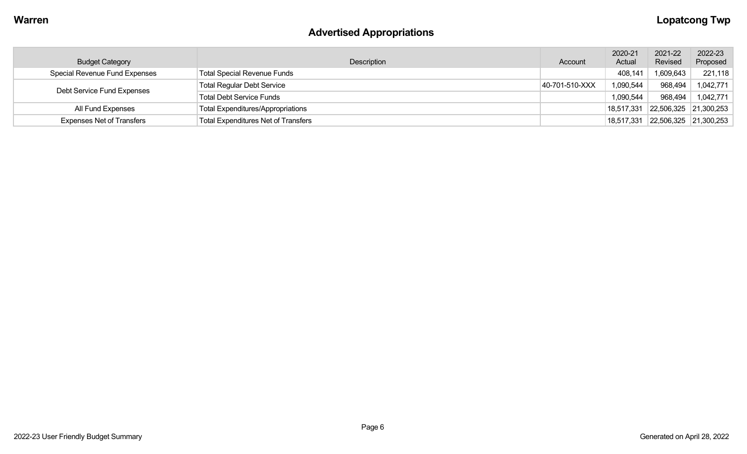## Advertised Appropriations

| Budget Category | Description | Account | 2020-21 Actual | 2021-22 Revised | 2022-23 Proposed |
|---|---|---|---|---|---|
| Special Revenue Fund Expenses | Total Special Revenue Funds | | 408,141 | 1,609,643 | 221,118 |
| Debt Service Fund Expenses | Total Regular Debt Service | 40-701-510-XXX | 1,090,544 | 968,494 | 1,042,771 |
| | Total Debt Service Funds | | 1,090,544 | 968,494 | 1,042,771 |
| All Fund Expenses | Total Expenditures/Appropriations | | 18,517,331 | 22,506,325 | 21,300,253 |
| Expenses Net of Transfers | Total Expenditures Net of Transfers | | 18,517,331 | 22,506,325 | 21,300,253 |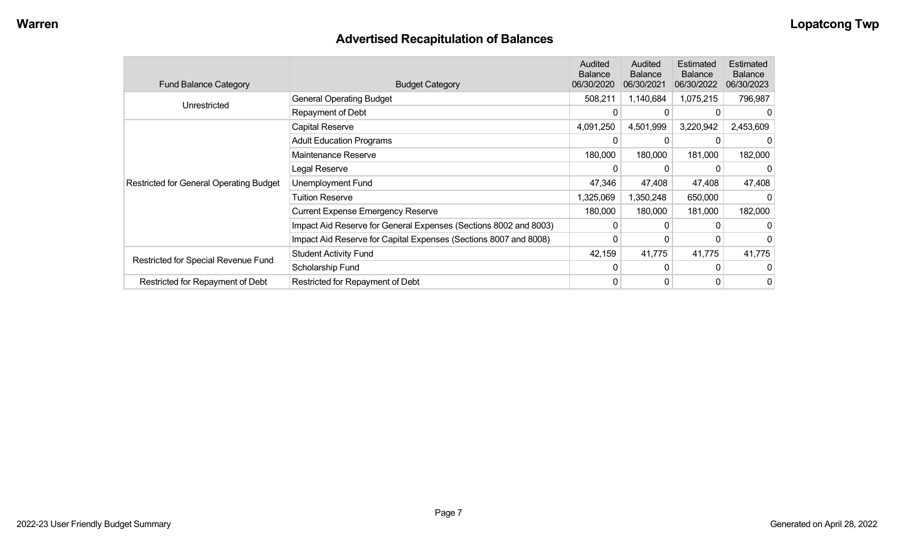## Advertised Recapitulation of Balances

| Fund Balance Category | Budget Category | Audited Balance 06/30/2020 | Audited Balance 06/30/2021 | Estimated Balance 06/30/2022 | Estimated Balance 06/30/2023 |
|---|---|---|---|---|---|
| Unrestricted | General Operating Budget | 508,211 | 1,140,684 | 1,075,215 | 796,987 |
| | Repayment of Debt | 0 | 0 | 0 | 0 |
| Restricted for General Operating Budget | Capital Reserve | 4,091,250 | 4,501,999 | 3,220,942 | 2,453,609 |
| | Adult Education Programs | 0 | 0 | 0 | 0 |
| | Maintenance Reserve | 180,000 | 180,000 | 181,000 | 182,000 |
| | Legal Reserve | 0 | 0 | 0 | 0 |
| | Unemployment Fund | 47,346 | 47,408 | 47,408 | 47,408 |
| | Tuition Reserve | 1,325,069 | 1,350,248 | 650,000 | 0 |
| | Current Expense Emergency Reserve | 180,000 | 180,000 | 181,000 | 182,000 |
| | Impact Aid Reserve for General Expenses (Sections 8002 and 8003) | 0 | 0 | 0 | 0 |
| | Impact Aid Reserve for Capital Expenses (Sections 8007 and 8008) | 0 | 0 | 0 | 0 |
| Restricted for Special Revenue Fund | Student Activity Fund | 42,159 | 41,775 | 41,775 | 41,775 |
| | Scholarship Fund | 0 | 0 | 0 | 0 |
| Restricted for Repayment of Debt | Restricted for Repayment of Debt | 0 | 0 | 0 | 0 |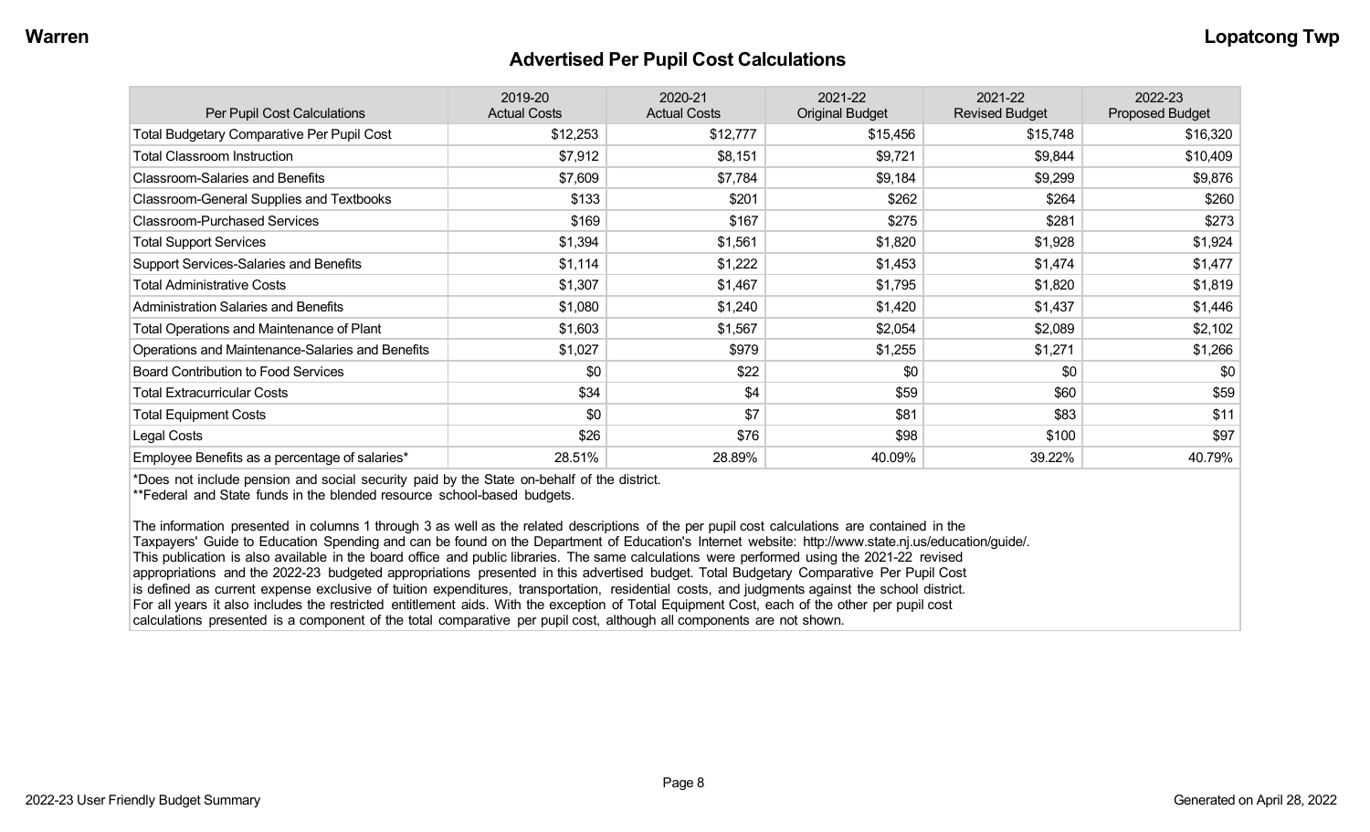# Advertised Per Pupil Cost Calculations

| Per Pupil Cost Calculations | 2019-20 Actual Costs | 2020-21 Actual Costs | 2021-22 Original Budget | 2021-22 Revised Budget | 2022-23 Proposed Budget |
|---|---|---|---|---|---|
| Total Budgetary Comparative Per Pupil Cost | $12,253 | $12,777 | $15,456 | $15,748 | $16,320 |
| Total Classroom Instruction | $7,912 | $8,151 | $9,721 | $9,844 | $10,409 |
| Classroom-Salaries and Benefits | $7,609 | $7,784 | $9,184 | $9,299 | $9,876 |
| Classroom-General Supplies and Textbooks | $133 | $201 | $262 | $264 | $260 |
| Classroom-Purchased Services | $169 | $167 | $275 | $281 | $273 |
| Total Support Services | $1,394 | $1,561 | $1,820 | $1,928 | $1,924 |
| Support Services-Salaries and Benefits | $1,114 | $1,222 | $1,453 | $1,474 | $1,477 |
| Total Administrative Costs | $1,307 | $1,467 | $1,795 | $1,820 | $1,819 |
| Administration Salaries and Benefits | $1,080 | $1,240 | $1,420 | $1,437 | $1,446 |
| Total Operations and Maintenance of Plant | $1,603 | $1,567 | $2,054 | $2,089 | $2,102 |
| Operations and Maintenance-Salaries and Benefits | $1,027 | $979 | $1,255 | $1,271 | $1,266 |
| Board Contribution to Food Services | $0 | $22 | $0 | $0 | $0 |
| Total Extracurricular Costs | $34 | $4 | $59 | $60 | $59 |
| Total Equipment Costs | $0 | $7 | $81 | $83 | $11 |
| Legal Costs | $26 | $76 | $98 | $100 | $97 |
| Employee Benefits as a percentage of salaries* | 28.51% | 28.89% | 40.09% | 39.22% | 40.79% |

*Does not include pension and social security paid by the State on-behalf of the district.
**Federal and State funds in the blended resource school-based budgets.

The information presented in columns 1 through 3 as well as the related descriptions of the per pupil cost calculations are contained in the Taxpayers' Guide to Education Spending and can be found on the Department of Education's Internet website: http://www.state.nj.us/education/guide/. This publication is also available in the board office and public libraries. The same calculations were performed using the 2021-22 revised appropriations and the 2022-23 budgeted appropriations presented in this advertised budget. Total Budgetary Comparative Per Pupil Cost is defined as current expense exclusive of tuition expenditures, transportation, residential costs, and judgments against the school district. For all years it also includes the restricted entitlement aids. With the exception of Total Equipment Cost, each of the other per pupil cost calculations presented is a component of the total comparative per pupil cost, although all components are not shown.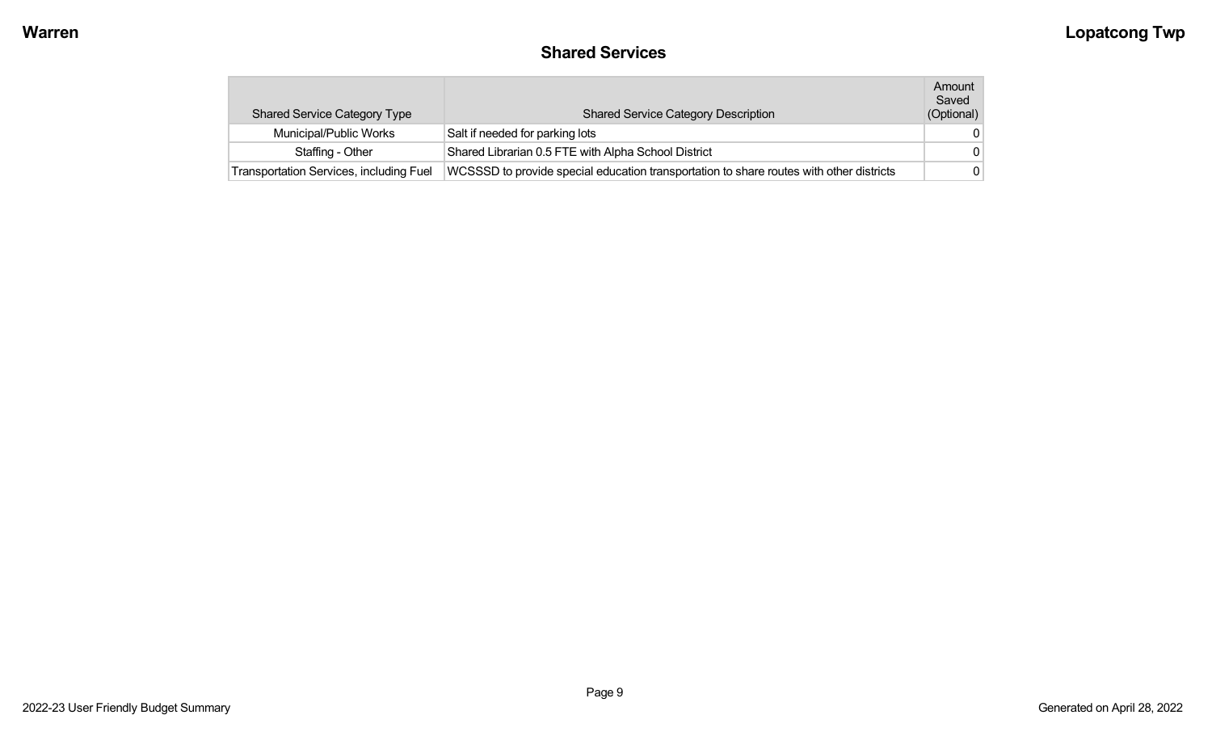## Shared Services

| Shared Service Category Type | Shared Service Category Description | Amount Saved (Optional) |
|---|---|---|
| Municipal/Public Works | Salt if needed for parking lots | 0 |
| Staffing - Other | Shared Librarian 0.5 FTE with Alpha School District | 0 |
| Transportation Services, including Fuel | WCSSSD to provide special education transportation to share routes with other districts | 0 |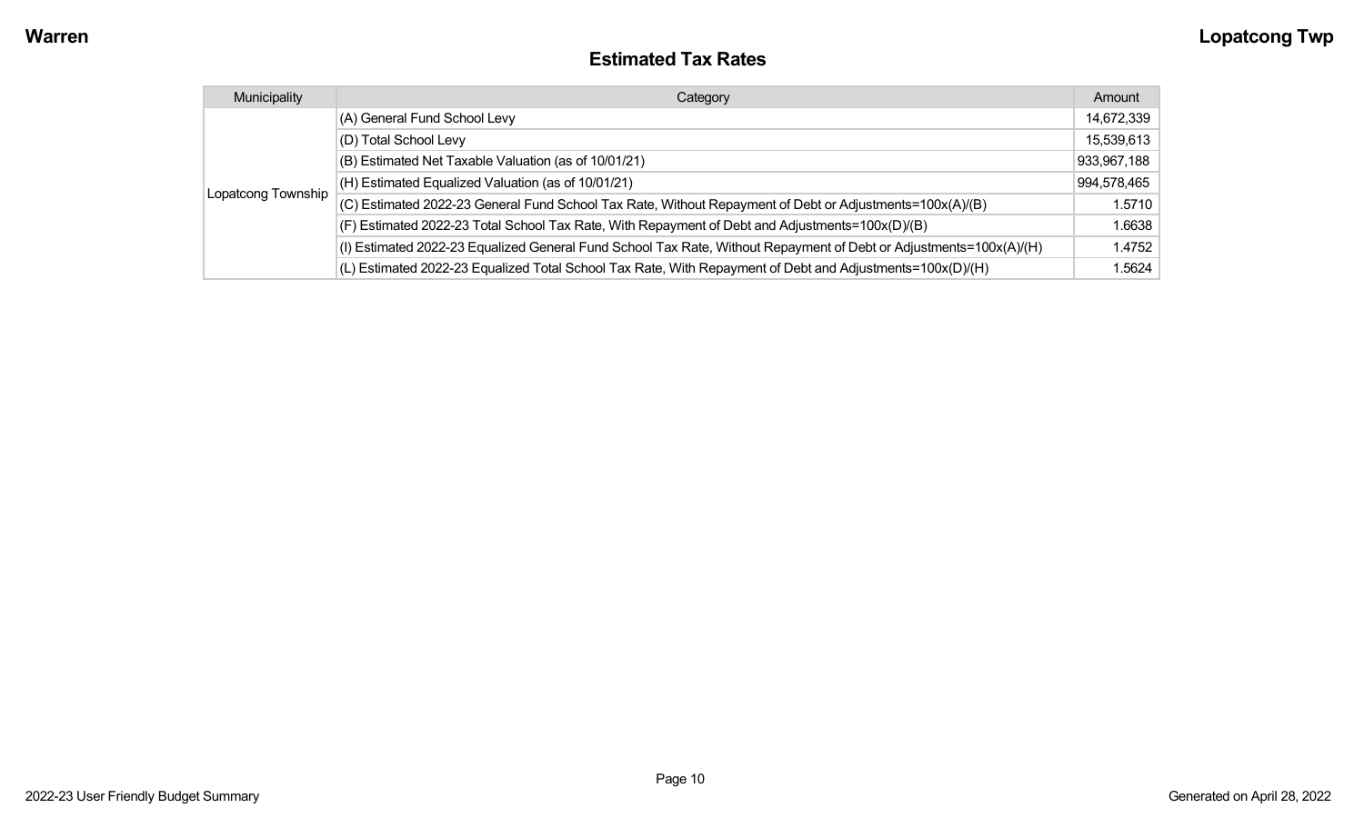# Estimated Tax Rates

| Municipality | Category | Amount |
| --- | --- | --- |
| Lopatcong Township | (A) General Fund School Levy | 14,672,339 |
| | (D) Total School Levy | 15,539,613 |
| | (B) Estimated Net Taxable Valuation (as of 10/01/21) | 933,967,188 |
| | (H) Estimated Equalized Valuation (as of 10/01/21) | 994,578,465 |
| | (C) Estimated 2022-23 General Fund School Tax Rate, Without Repayment of Debt or Adjustments=100x(A)/(B) | 1.5710 |
| | (F) Estimated 2022-23 Total School Tax Rate, With Repayment of Debt and Adjustments=100x(D)/(B) | 1.6638 |
| | (I) Estimated 2022-23 Equalized General Fund School Tax Rate, Without Repayment of Debt or Adjustments=100x(A)/(H) | 1.4752 |
| | (L) Estimated 2022-23 Equalized Total School Tax Rate, With Repayment of Debt and Adjustments=100x(D)/(H) | 1.5624 |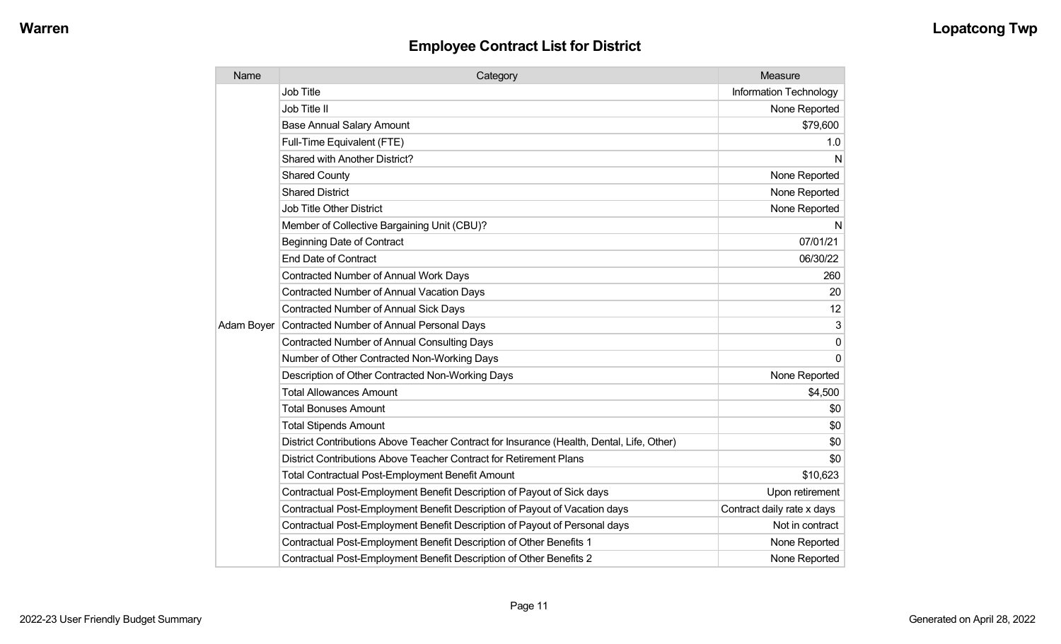## Employee Contract List for District

| Name | Category | Measure |
|---|---|---|
| Adam Boyer | Job Title | Information Technology |
| | Job Title II | None Reported |
| | Base Annual Salary Amount | $79,600 |
| | Full-Time Equivalent (FTE) | 1.0 |
| | Shared with Another District? | N |
| | Shared County | None Reported |
| | Shared District | None Reported |
| | Job Title Other District | None Reported |
| | Member of Collective Bargaining Unit (CBU)? | N |
| | Beginning Date of Contract | 07/01/21 |
| | End Date of Contract | 06/30/22 |
| | Contracted Number of Annual Work Days | 260 |
| | Contracted Number of Annual Vacation Days | 20 |
| | Contracted Number of Annual Sick Days | 12 |
| | Contracted Number of Annual Personal Days | 3 |
| | Contracted Number of Annual Consulting Days | 0 |
| | Number of Other Contracted Non-Working Days | 0 |
| | Description of Other Contracted Non-Working Days | None Reported |
| | Total Allowances Amount | $4,500 |
| | Total Bonuses Amount | $0 |
| | Total Stipends Amount | $0 |
| | District Contributions Above Teacher Contract for Insurance (Health, Dental, Life, Other) | $0 |
| | District Contributions Above Teacher Contract for Retirement Plans | $0 |
| | Total Contractual Post-Employment Benefit Amount | $10,623 |
| | Contractual Post-Employment Benefit Description of Payout of Sick days | Upon retirement |
| | Contractual Post-Employment Benefit Description of Payout of Vacation days | Contract daily rate x days |
| | Contractual Post-Employment Benefit Description of Payout of Personal days | Not in contract |
| | Contractual Post-Employment Benefit Description of Other Benefits 1 | None Reported |
| | Contractual Post-Employment Benefit Description of Other Benefits 2 | None Reported |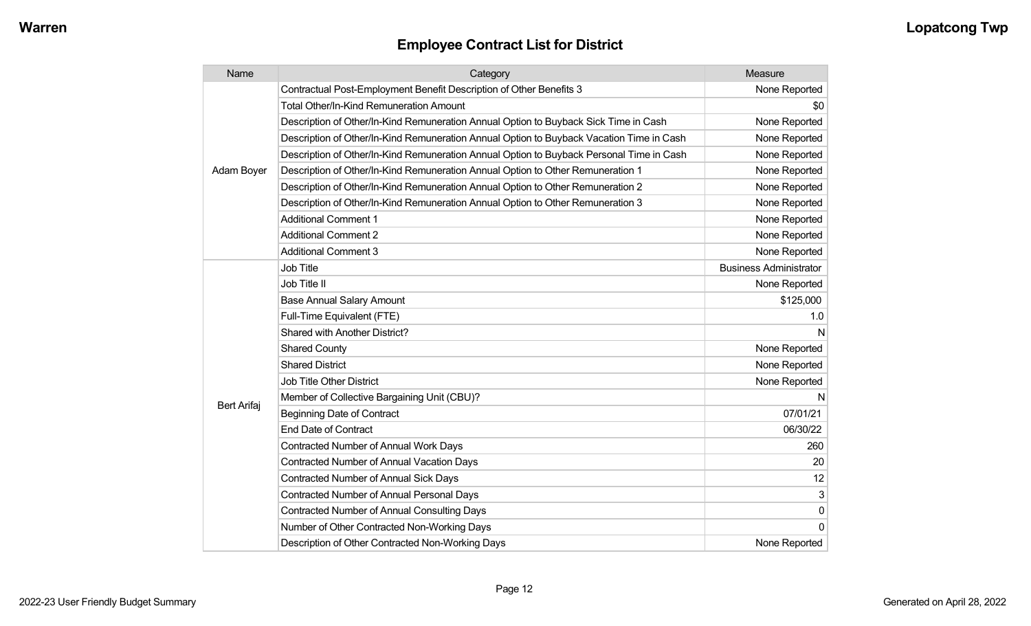## Employee Contract List for District

| Name | Category | Measure |
|---|---|---|
| Adam Boyer | Contractual Post-Employment Benefit Description of Other Benefits 3 | None Reported |
| | Total Other/In-Kind Remuneration Amount | $0 |
| | Description of Other/In-Kind Remuneration Annual Option to Buyback Sick Time in Cash | None Reported |
| | Description of Other/In-Kind Remuneration Annual Option to Buyback Vacation Time in Cash | None Reported |
| | Description of Other/In-Kind Remuneration Annual Option to Buyback Personal Time in Cash | None Reported |
| | Description of Other/In-Kind Remuneration Annual Option to Other Remuneration 1 | None Reported |
| | Description of Other/In-Kind Remuneration Annual Option to Other Remuneration 2 | None Reported |
| | Description of Other/In-Kind Remuneration Annual Option to Other Remuneration 3 | None Reported |
| | Additional Comment 1 | None Reported |
| | Additional Comment 2 | None Reported |
| | Additional Comment 3 | None Reported |
| Bert Arifaj | Job Title | Business Administrator |
| | Job Title II | None Reported |
| | Base Annual Salary Amount | $125,000 |
| | Full-Time Equivalent (FTE) | 1.0 |
| | Shared with Another District? | N |
| | Shared County | None Reported |
| | Shared District | None Reported |
| | Job Title Other District | None Reported |
| | Member of Collective Bargaining Unit (CBU)? | N |
| | Beginning Date of Contract | 07/01/21 |
| | End Date of Contract | 06/30/22 |
| | Contracted Number of Annual Work Days | 260 |
| | Contracted Number of Annual Vacation Days | 20 |
| | Contracted Number of Annual Sick Days | 12 |
| | Contracted Number of Annual Personal Days | 3 |
| | Contracted Number of Annual Consulting Days | 0 |
| | Number of Other Contracted Non-Working Days | 0 |
| | Description of Other Contracted Non-Working Days | None Reported |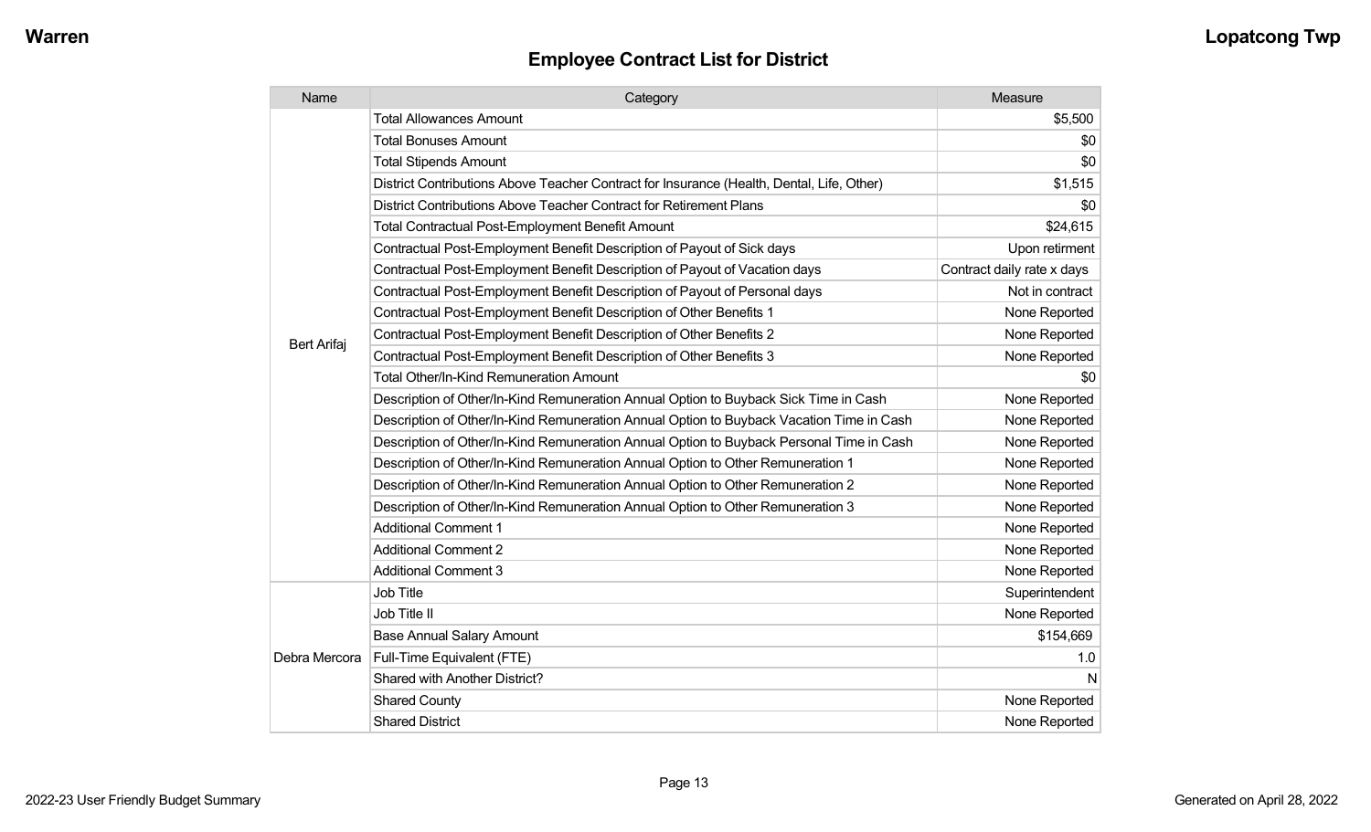## Employee Contract List for District

| Name | Category | Measure |
| --- | --- | --- |
| Bert Arifaj | Total Allowances Amount | $5,500 |
| | Total Bonuses Amount | $0 |
| | Total Stipends Amount | $0 |
| | District Contributions Above Teacher Contract for Insurance (Health, Dental, Life, Other) | $1,515 |
| | District Contributions Above Teacher Contract for Retirement Plans | $0 |
| | Total Contractual Post-Employment Benefit Amount | $24,615 |
| | Contractual Post-Employment Benefit Description of Payout of Sick days | Upon retirment |
| | Contractual Post-Employment Benefit Description of Payout of Vacation days | Contract daily rate x days |
| | Contractual Post-Employment Benefit Description of Payout of Personal days | Not in contract |
| | Contractual Post-Employment Benefit Description of Other Benefits 1 | None Reported |
| | Contractual Post-Employment Benefit Description of Other Benefits 2 | None Reported |
| | Contractual Post-Employment Benefit Description of Other Benefits 3 | None Reported |
| | Total Other/In-Kind Remuneration Amount | $0 |
| | Description of Other/In-Kind Remuneration Annual Option to Buyback Sick Time in Cash | None Reported |
| | Description of Other/In-Kind Remuneration Annual Option to Buyback Vacation Time in Cash | None Reported |
| | Description of Other/In-Kind Remuneration Annual Option to Buyback Personal Time in Cash | None Reported |
| | Description of Other/In-Kind Remuneration Annual Option to Other Remuneration 1 | None Reported |
| | Description of Other/In-Kind Remuneration Annual Option to Other Remuneration 2 | None Reported |
| | Description of Other/In-Kind Remuneration Annual Option to Other Remuneration 3 | None Reported |
| | Additional Comment 1 | None Reported |
| | Additional Comment 2 | None Reported |
| | Additional Comment 3 | None Reported |
| Debra Mercora | Job Title | Superintendent |
| | Job Title II | None Reported |
| | Base Annual Salary Amount | $154,669 |
| | Full-Time Equivalent (FTE) | 1.0 |
| | Shared with Another District? | N |
| | Shared County | None Reported |
| | Shared District | None Reported |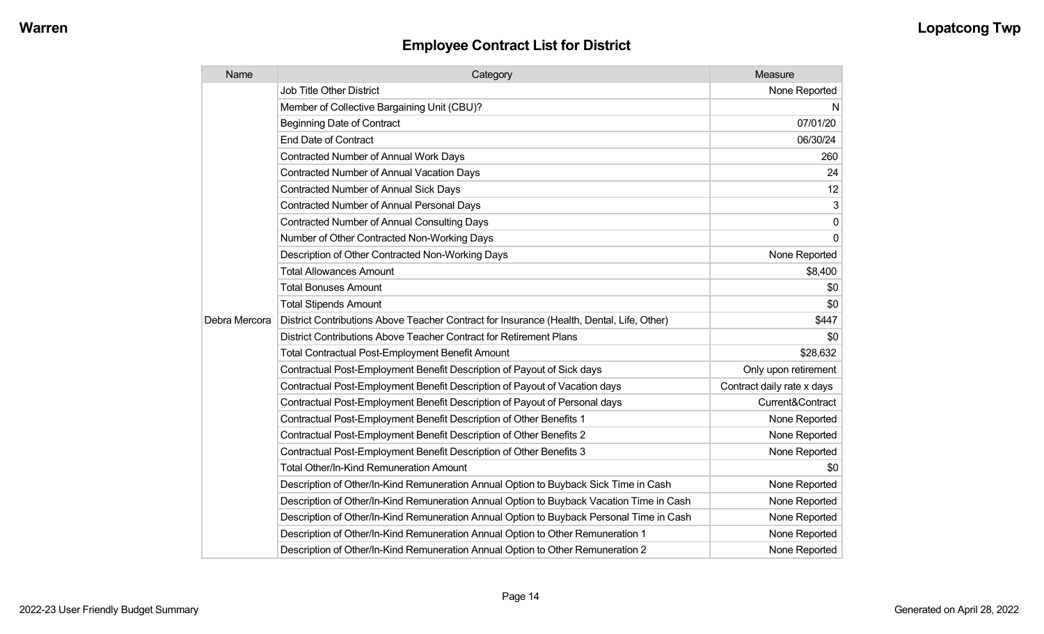## Employee Contract List for District

| Name | Category | Measure |
| --- | --- | --- |
| Debra Mercora | Job Title Other District | None Reported |
| | Member of Collective Bargaining Unit (CBU)? | N |
| | Beginning Date of Contract | 07/01/20 |
| | End Date of Contract | 06/30/24 |
| | Contracted Number of Annual Work Days | 260 |
| | Contracted Number of Annual Vacation Days | 24 |
| | Contracted Number of Annual Sick Days | 12 |
| | Contracted Number of Annual Personal Days | 3 |
| | Contracted Number of Annual Consulting Days | 0 |
| | Number of Other Contracted Non-Working Days | 0 |
| | Description of Other Contracted Non-Working Days | None Reported |
| | Total Allowances Amount | $8,400 |
| | Total Bonuses Amount | $0 |
| | Total Stipends Amount | $0 |
| | District Contributions Above Teacher Contract for Insurance (Health, Dental, Life, Other) | $447 |
| | District Contributions Above Teacher Contract for Retirement Plans | $0 |
| | Total Contractual Post-Employment Benefit Amount | $28,632 |
| | Contractual Post-Employment Benefit Description of Payout of Sick days | Only upon retirement |
| | Contractual Post-Employment Benefit Description of Payout of Vacation days | Contract daily rate x days |
| | Contractual Post-Employment Benefit Description of Payout of Personal days | Current&Contract |
| | Contractual Post-Employment Benefit Description of Other Benefits 1 | None Reported |
| | Contractual Post-Employment Benefit Description of Other Benefits 2 | None Reported |
| | Contractual Post-Employment Benefit Description of Other Benefits 3 | None Reported |
| | Total Other/In-Kind Remuneration Amount | $0 |
| | Description of Other/In-Kind Remuneration Annual Option to Buyback Sick Time in Cash | None Reported |
| | Description of Other/In-Kind Remuneration Annual Option to Buyback Vacation Time in Cash | None Reported |
| | Description of Other/In-Kind Remuneration Annual Option to Buyback Personal Time in Cash | None Reported |
| | Description of Other/In-Kind Remuneration Annual Option to Other Remuneration 1 | None Reported |
| | Description of Other/In-Kind Remuneration Annual Option to Other Remuneration 2 | None Reported |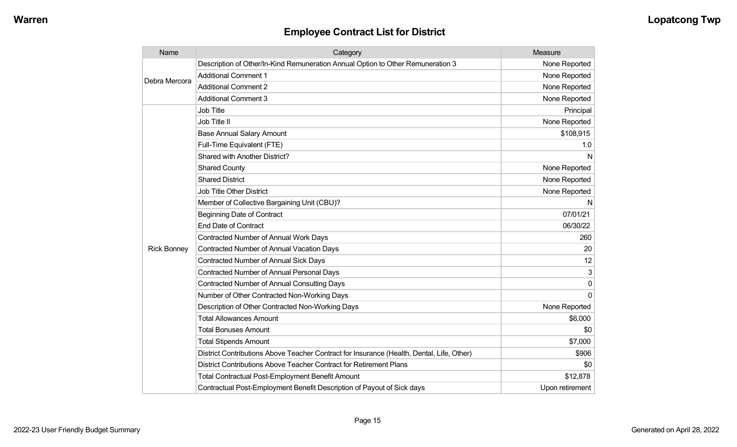## Employee Contract List for District

| Name | Category | Measure |
|---|---|---|
| Debra Mercora | Description of Other/In-Kind Remuneration Annual Option to Other Remuneration 3 | None Reported |
| | Additional Comment 1 | None Reported |
| | Additional Comment 2 | None Reported |
| | Additional Comment 3 | None Reported |
| Rick Bonney | Job Title | Principal |
| | Job Title II | None Reported |
| | Base Annual Salary Amount | $108,915 |
| | Full-Time Equivalent (FTE) | 1.0 |
| | Shared with Another District? | N |
| | Shared County | None Reported |
| | Shared District | None Reported |
| | Job Title Other District | None Reported |
| | Member of Collective Bargaining Unit (CBU)? | N |
| | Beginning Date of Contract | 07/01/21 |
| | End Date of Contract | 06/30/22 |
| | Contracted Number of Annual Work Days | 260 |
| | Contracted Number of Annual Vacation Days | 20 |
| | Contracted Number of Annual Sick Days | 12 |
| | Contracted Number of Annual Personal Days | 3 |
| | Contracted Number of Annual Consulting Days | 0 |
| | Number of Other Contracted Non-Working Days | 0 |
| | Description of Other Contracted Non-Working Days | None Reported |
| | Total Allowances Amount | $6,000 |
| | Total Bonuses Amount | $0 |
| | Total Stipends Amount | $7,000 |
| | District Contributions Above Teacher Contract for Insurance (Health, Dental, Life, Other) | $906 |
| | District Contributions Above Teacher Contract for Retirement Plans | $0 |
| | Total Contractual Post-Employment Benefit Amount | $12,878 |
| | Contractual Post-Employment Benefit Description of Payout of Sick days | Upon retirement |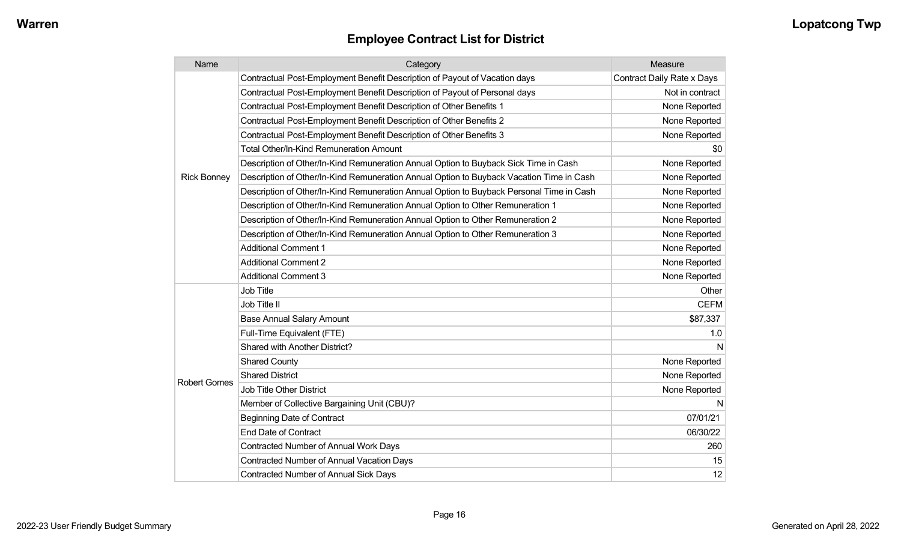## Employee Contract List for District

| Name | Category | Measure |
|---|---|---|
| Rick Bonney | Contractual Post-Employment Benefit Description of Payout of Vacation days | Contract Daily Rate x Days |
| | Contractual Post-Employment Benefit Description of Payout of Personal days | Not in contract |
| | Contractual Post-Employment Benefit Description of Other Benefits 1 | None Reported |
| | Contractual Post-Employment Benefit Description of Other Benefits 2 | None Reported |
| | Contractual Post-Employment Benefit Description of Other Benefits 3 | None Reported |
| | Total Other/In-Kind Remuneration Amount | $0 |
| | Description of Other/In-Kind Remuneration Annual Option to Buyback Sick Time in Cash | None Reported |
| | Description of Other/In-Kind Remuneration Annual Option to Buyback Vacation Time in Cash | None Reported |
| | Description of Other/In-Kind Remuneration Annual Option to Buyback Personal Time in Cash | None Reported |
| | Description of Other/In-Kind Remuneration Annual Option to Other Remuneration 1 | None Reported |
| | Description of Other/In-Kind Remuneration Annual Option to Other Remuneration 2 | None Reported |
| | Description of Other/In-Kind Remuneration Annual Option to Other Remuneration 3 | None Reported |
| | Additional Comment 1 | None Reported |
| | Additional Comment 2 | None Reported |
| | Additional Comment 3 | None Reported |
| Robert Gomes | Job Title | Other |
| | Job Title II | CEFM |
| | Base Annual Salary Amount | $87,337 |
| | Full-Time Equivalent (FTE) | 1.0 |
| | Shared with Another District? | N |
| | Shared County | None Reported |
| | Shared District | None Reported |
| | Job Title Other District | None Reported |
| | Member of Collective Bargaining Unit (CBU)? | N |
| | Beginning Date of Contract | 07/01/21 |
| | End Date of Contract | 06/30/22 |
| | Contracted Number of Annual Work Days | 260 |
| | Contracted Number of Annual Vacation Days | 15 |
| | Contracted Number of Annual Sick Days | 12 |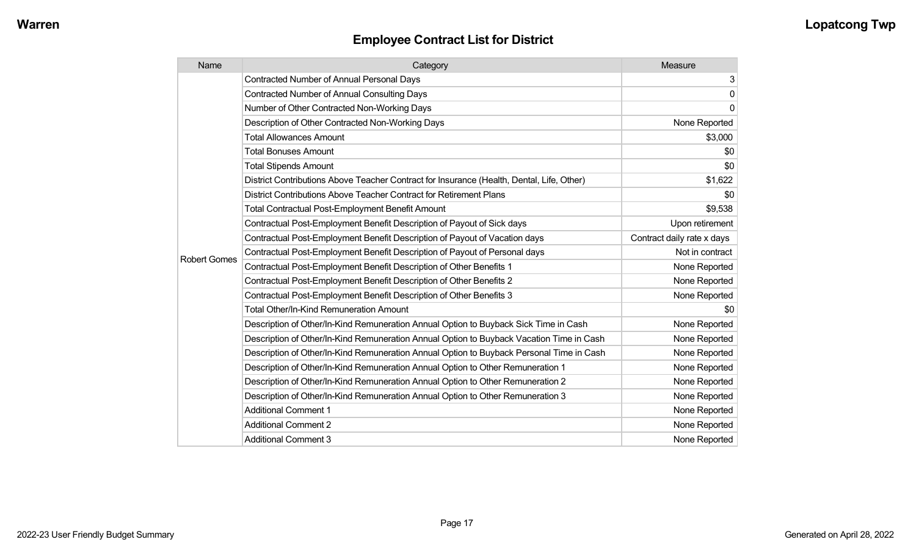## Employee Contract List for District

| Name | Category | Measure |
|---|---|---|
| Robert Gomes | Contracted Number of Annual Personal Days | 3 |
| | Contracted Number of Annual Consulting Days | 0 |
| | Number of Other Contracted Non-Working Days | 0 |
| | Description of Other Contracted Non-Working Days | None Reported |
| | Total Allowances Amount | $3,000 |
| | Total Bonuses Amount | $0 |
| | Total Stipends Amount | $0 |
| | District Contributions Above Teacher Contract for Insurance (Health, Dental, Life, Other) | $1,622 |
| | District Contributions Above Teacher Contract for Retirement Plans | $0 |
| | Total Contractual Post-Employment Benefit Amount | $9,538 |
| | Contractual Post-Employment Benefit Description of Payout of Sick days | Upon retirement |
| | Contractual Post-Employment Benefit Description of Payout of Vacation days | Contract daily rate x days |
| | Contractual Post-Employment Benefit Description of Payout of Personal days | Not in contract |
| | Contractual Post-Employment Benefit Description of Other Benefits 1 | None Reported |
| | Contractual Post-Employment Benefit Description of Other Benefits 2 | None Reported |
| | Contractual Post-Employment Benefit Description of Other Benefits 3 | None Reported |
| | Total Other/In-Kind Remuneration Amount | $0 |
| | Description of Other/In-Kind Remuneration Annual Option to Buyback Sick Time in Cash | None Reported |
| | Description of Other/In-Kind Remuneration Annual Option to Buyback Vacation Time in Cash | None Reported |
| | Description of Other/In-Kind Remuneration Annual Option to Buyback Personal Time in Cash | None Reported |
| | Description of Other/In-Kind Remuneration Annual Option to Other Remuneration 1 | None Reported |
| | Description of Other/In-Kind Remuneration Annual Option to Other Remuneration 2 | None Reported |
| | Description of Other/In-Kind Remuneration Annual Option to Other Remuneration 3 | None Reported |
| | Additional Comment 1 | None Reported |
| | Additional Comment 2 | None Reported |
| | Additional Comment 3 | None Reported |